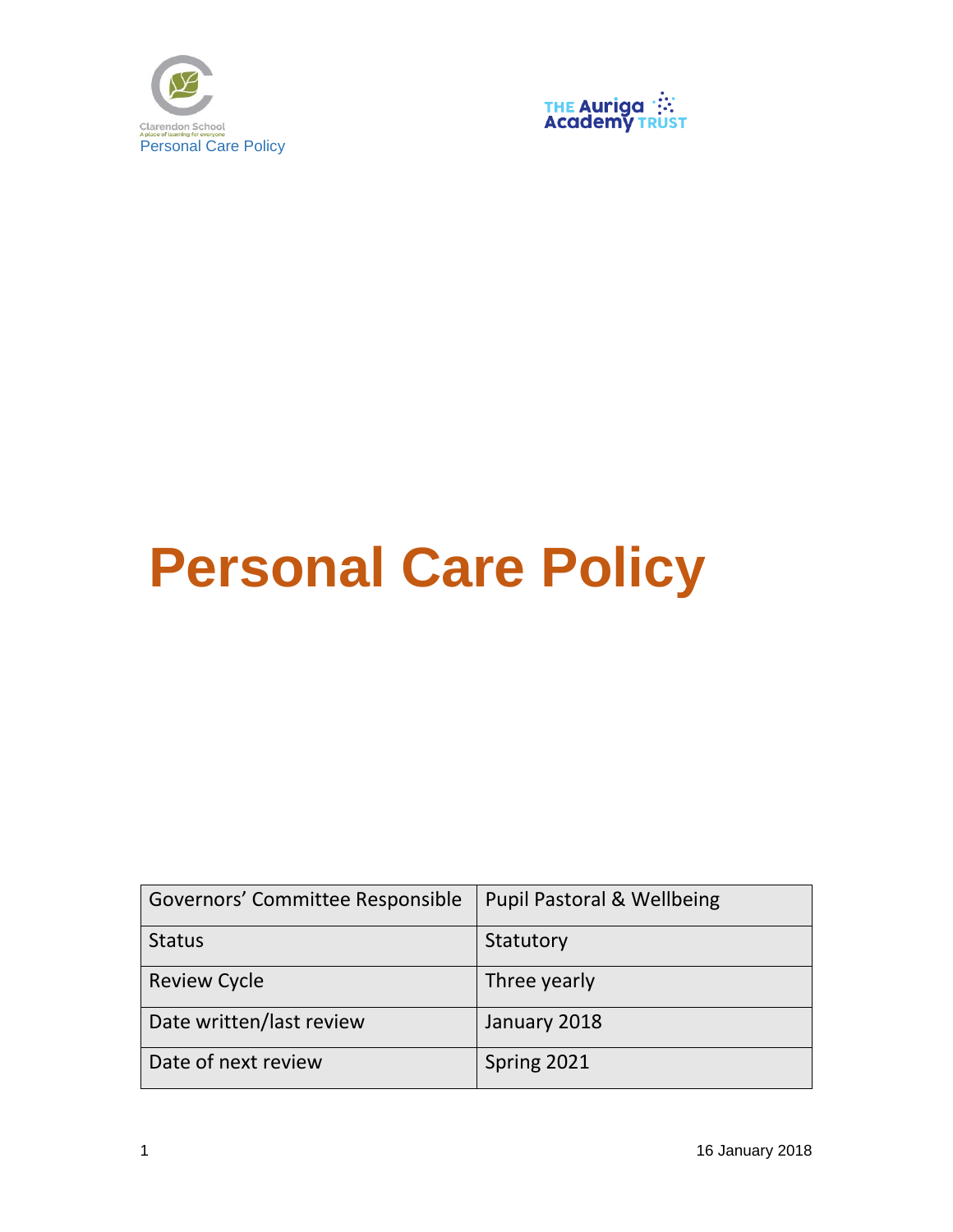Clarendon School
A place of learning for everyone
Personal Care Policy

THE Auriga Academy TRUST

# Personal Care Policy

| Governors' Committee Responsible | Pupil Pastoral & Wellbeing |
|---|---|
| Status | Statutory |
| Review Cycle | Three yearly |
| Date written/last review | January 2018 |
| Date of next review | Spring 2021 |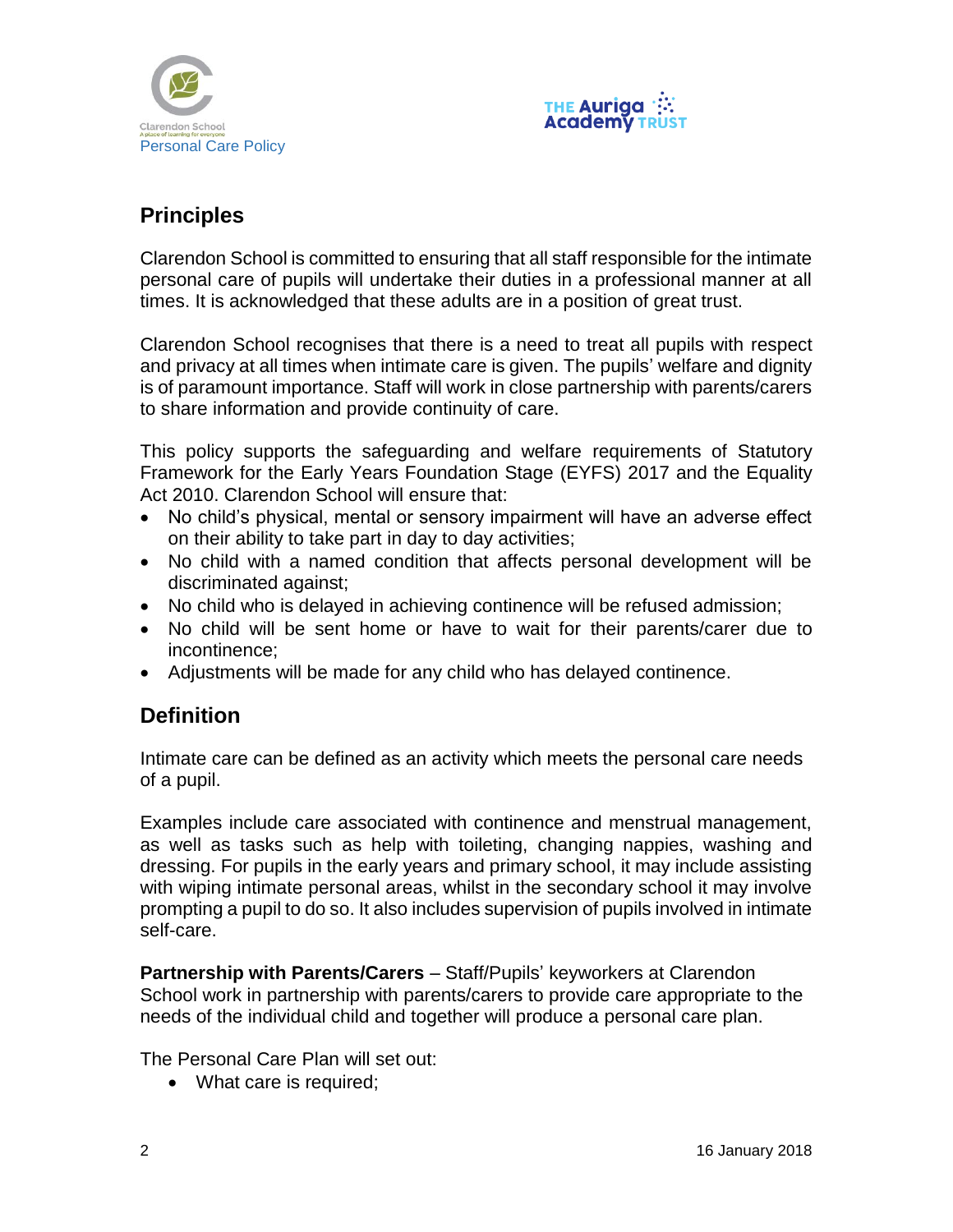## Principles

Clarendon School is committed to ensuring that all staff responsible for the intimate personal care of pupils will undertake their duties in a professional manner at all times. It is acknowledged that these adults are in a position of great trust.

Clarendon School recognises that there is a need to treat all pupils with respect and privacy at all times when intimate care is given. The pupils' welfare and dignity is of paramount importance. Staff will work in close partnership with parents/carers to share information and provide continuity of care.

This policy supports the safeguarding and welfare requirements of Statutory Framework for the Early Years Foundation Stage (EYFS) 2017 and the Equality Act 2010. Clarendon School will ensure that:

- No child's physical, mental or sensory impairment will have an adverse effect on their ability to take part in day to day activities;
- No child with a named condition that affects personal development will be discriminated against;
- No child who is delayed in achieving continence will be refused admission;
- No child will be sent home or have to wait for their parents/carer due to incontinence;
- Adjustments will be made for any child who has delayed continence.

## Definition

Intimate care can be defined as an activity which meets the personal care needs of a pupil.

Examples include care associated with continence and menstrual management, as well as tasks such as help with toileting, changing nappies, washing and dressing. For pupils in the early years and primary school, it may include assisting with wiping intimate personal areas, whilst in the secondary school it may involve prompting a pupil to do so. It also includes supervision of pupils involved in intimate self-care.

**Partnership with Parents/Carers** – Staff/Pupils' keyworkers at Clarendon School work in partnership with parents/carers to provide care appropriate to the needs of the individual child and together will produce a personal care plan.

The Personal Care Plan will set out:

- What care is required;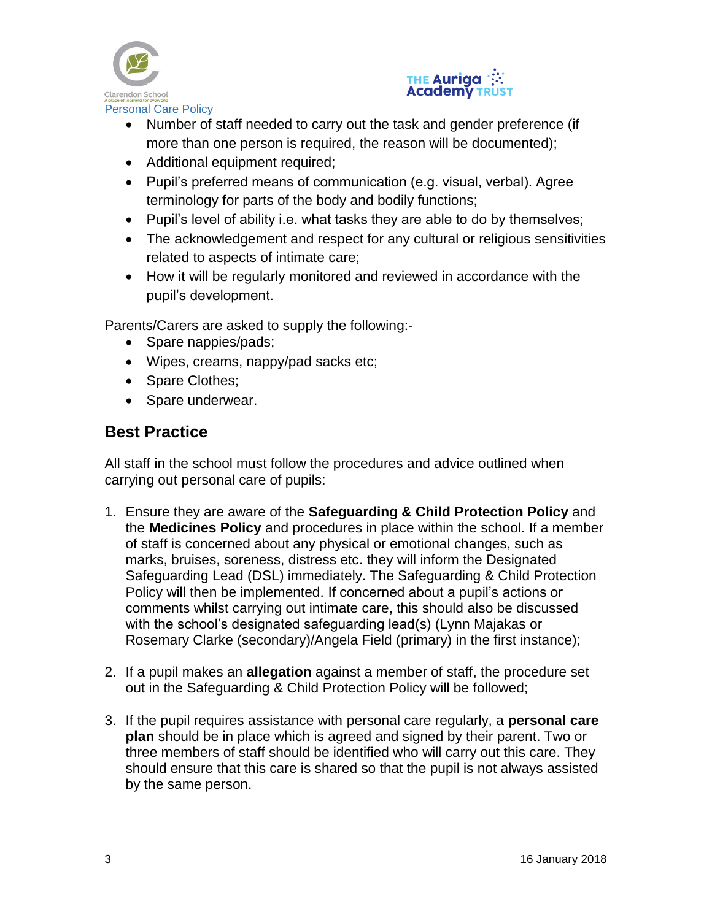- Number of staff needed to carry out the task and gender preference (if more than one person is required, the reason will be documented);
- Additional equipment required;
- Pupil's preferred means of communication (e.g. visual, verbal). Agree terminology for parts of the body and bodily functions;
- Pupil's level of ability i.e. what tasks they are able to do by themselves;
- The acknowledgement and respect for any cultural or religious sensitivities related to aspects of intimate care;
- How it will be regularly monitored and reviewed in accordance with the pupil's development.

Parents/Carers are asked to supply the following:-

- Spare nappies/pads;
- Wipes, creams, nappy/pad sacks etc;
- Spare Clothes;
- Spare underwear.

## Best Practice

All staff in the school must follow the procedures and advice outlined when carrying out personal care of pupils:

1. Ensure they are aware of the **Safeguarding & Child Protection Policy** and the **Medicines Policy** and procedures in place within the school. If a member of staff is concerned about any physical or emotional changes, such as marks, bruises, soreness, distress etc. they will inform the Designated Safeguarding Lead (DSL) immediately. The Safeguarding & Child Protection Policy will then be implemented. If concerned about a pupil's actions or comments whilst carrying out intimate care, this should also be discussed with the school's designated safeguarding lead(s) (Lynn Majakas or Rosemary Clarke (secondary)/Angela Field (primary) in the first instance);

2. If a pupil makes an **allegation** against a member of staff, the procedure set out in the Safeguarding & Child Protection Policy will be followed;

3. If the pupil requires assistance with personal care regularly, a **personal care plan** should be in place which is agreed and signed by their parent. Two or three members of staff should be identified who will carry out this care. They should ensure that this care is shared so that the pupil is not always assisted by the same person.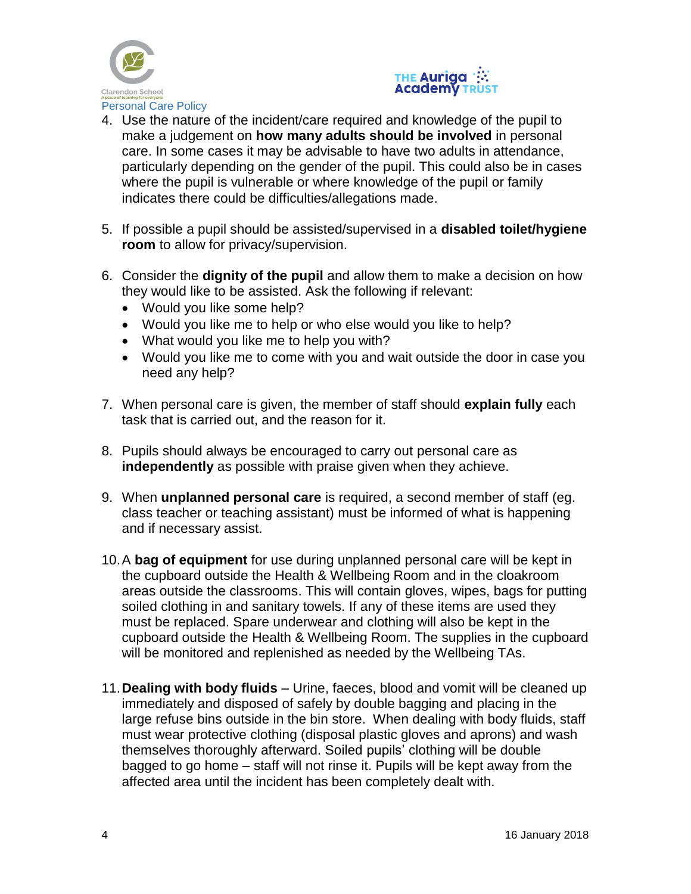4. Use the nature of the incident/care required and knowledge of the pupil to make a judgement on **how many adults should be involved** in personal care. In some cases it may be advisable to have two adults in attendance, particularly depending on the gender of the pupil. This could also be in cases where the pupil is vulnerable or where knowledge of the pupil or family indicates there could be difficulties/allegations made.

5. If possible a pupil should be assisted/supervised in a **disabled toilet/hygiene room** to allow for privacy/supervision.

6. Consider the **dignity of the pupil** and allow them to make a decision on how they would like to be assisted. Ask the following if relevant:
   - Would you like some help?
   - Would you like me to help or who else would you like to help?
   - What would you like me to help you with?
   - Would you like me to come with you and wait outside the door in case you need any help?

7. When personal care is given, the member of staff should **explain fully** each task that is carried out, and the reason for it.

8. Pupils should always be encouraged to carry out personal care as **independently** as possible with praise given when they achieve.

9. When **unplanned personal care** is required, a second member of staff (eg. class teacher or teaching assistant) must be informed of what is happening and if necessary assist.

10. A **bag of equipment** for use during unplanned personal care will be kept in the cupboard outside the Health & Wellbeing Room and in the cloakroom areas outside the classrooms. This will contain gloves, wipes, bags for putting soiled clothing in and sanitary towels. If any of these items are used they must be replaced. Spare underwear and clothing will also be kept in the cupboard outside the Health & Wellbeing Room. The supplies in the cupboard will be monitored and replenished as needed by the Wellbeing TAs.

11. **Dealing with body fluids** – Urine, faeces, blood and vomit will be cleaned up immediately and disposed of safely by double bagging and placing in the large refuse bins outside in the bin store. When dealing with body fluids, staff must wear protective clothing (disposal plastic gloves and aprons) and wash themselves thoroughly afterward. Soiled pupils' clothing will be double bagged to go home – staff will not rinse it. Pupils will be kept away from the affected area until the incident has been completely dealt with.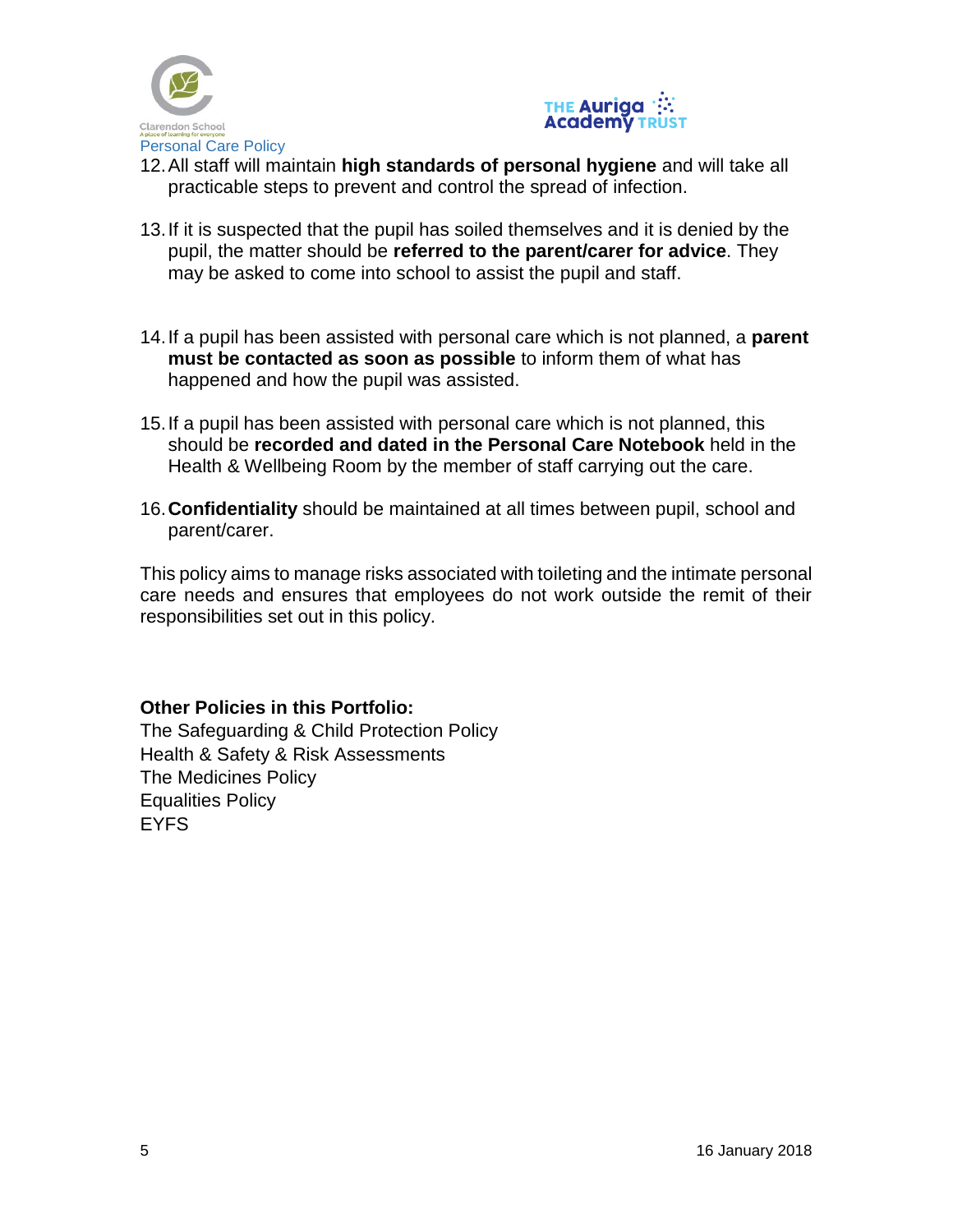12. All staff will maintain **high standards of personal hygiene** and will take all practicable steps to prevent and control the spread of infection.

13. If it is suspected that the pupil has soiled themselves and it is denied by the pupil, the matter should be **referred to the parent/carer for advice**. They may be asked to come into school to assist the pupil and staff.

14. If a pupil has been assisted with personal care which is not planned, a **parent must be contacted as soon as possible** to inform them of what has happened and how the pupil was assisted.

15. If a pupil has been assisted with personal care which is not planned, this should be **recorded and dated in the Personal Care Notebook** held in the Health & Wellbeing Room by the member of staff carrying out the care.

16. **Confidentiality** should be maintained at all times between pupil, school and parent/carer.

This policy aims to manage risks associated with toileting and the intimate personal care needs and ensures that employees do not work outside the remit of their responsibilities set out in this policy.

**Other Policies in this Portfolio:**

The Safeguarding & Child Protection Policy
Health & Safety & Risk Assessments
The Medicines Policy
Equalities Policy
EYFS